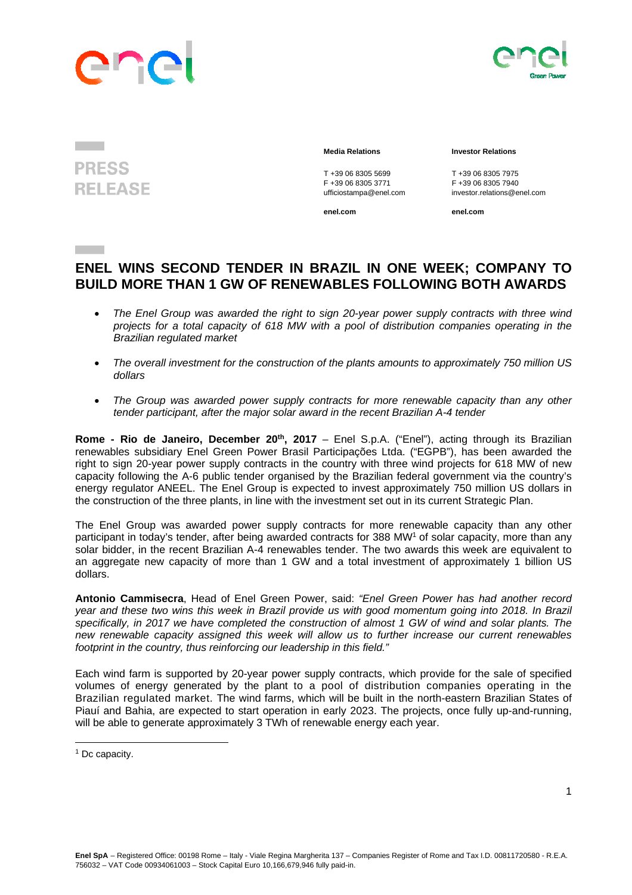PRESS RELEASE

**Media Relations**

T +39 06 8305 5699
F +39 06 8305 3771
ufficiostampa@enel.com

**enel.com**

**Investor Relations**

T +39 06 8305 7975
F +39 06 8305 7940
investor.relations@enel.com

**enel.com**

# ENEL WINS SECOND TENDER IN BRAZIL IN ONE WEEK; COMPANY TO BUILD MORE THAN 1 GW OF RENEWABLES FOLLOWING BOTH AWARDS

- *The Enel Group was awarded the right to sign 20-year power supply contracts with three wind projects for a total capacity of 618 MW with a pool of distribution companies operating in the Brazilian regulated market*
- *The overall investment for the construction of the plants amounts to approximately 750 million US dollars*
- *The Group was awarded power supply contracts for more renewable capacity than any other tender participant, after the major solar award in the recent Brazilian A-4 tender*

**Rome - Rio de Janeiro, December 20th, 2017** – Enel S.p.A. ("Enel"), acting through its Brazilian renewables subsidiary Enel Green Power Brasil Participações Ltda. ("EGPB"), has been awarded the right to sign 20-year power supply contracts in the country with three wind projects for 618 MW of new capacity following the A-6 public tender organised by the Brazilian federal government via the country's energy regulator ANEEL. The Enel Group is expected to invest approximately 750 million US dollars in the construction of the three plants, in line with the investment set out in its current Strategic Plan.

The Enel Group was awarded power supply contracts for more renewable capacity than any other participant in today's tender, after being awarded contracts for 388 MW[1] of solar capacity, more than any solar bidder, in the recent Brazilian A-4 renewables tender. The two awards this week are equivalent to an aggregate new capacity of more than 1 GW and a total investment of approximately 1 billion US dollars.

**Antonio Cammisecra**, Head of Enel Green Power, said: *"Enel Green Power has had another record year and these two wins this week in Brazil provide us with good momentum going into 2018. In Brazil specifically, in 2017 we have completed the construction of almost 1 GW of wind and solar plants. The new renewable capacity assigned this week will allow us to further increase our current renewables footprint in the country, thus reinforcing our leadership in this field."*

Each wind farm is supported by 20-year power supply contracts, which provide for the sale of specified volumes of energy generated by the plant to a pool of distribution companies operating in the Brazilian regulated market. The wind farms, which will be built in the north-eastern Brazilian States of Piauí and Bahia, are expected to start operation in early 2023. The projects, once fully up-and-running, will be able to generate approximately 3 TWh of renewable energy each year.

[1] Dc capacity.

**Enel SpA** – Registered Office: 00198 Rome – Italy - Viale Regina Margherita 137 – Companies Register of Rome and Tax I.D. 00811720580 - R.E.A. 756032 – VAT Code 00934061003 – Stock Capital Euro 10,166,679,946 fully paid-in.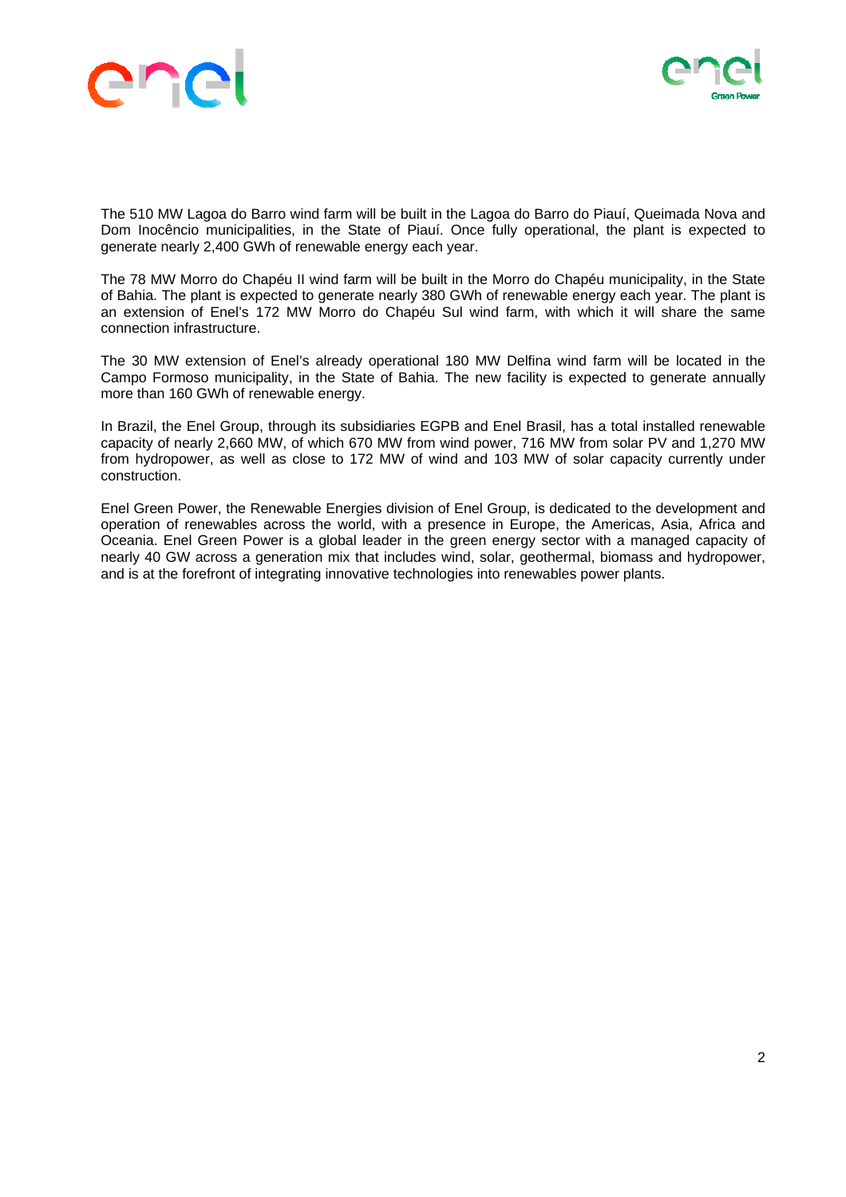The 510 MW Lagoa do Barro wind farm will be built in the Lagoa do Barro do Piauí, Queimada Nova and Dom Inocêncio municipalities, in the State of Piauí. Once fully operational, the plant is expected to generate nearly 2,400 GWh of renewable energy each year.

The 78 MW Morro do Chapéu II wind farm will be built in the Morro do Chapéu municipality, in the State of Bahia. The plant is expected to generate nearly 380 GWh of renewable energy each year. The plant is an extension of Enel's 172 MW Morro do Chapéu Sul wind farm, with which it will share the same connection infrastructure.

The 30 MW extension of Enel's already operational 180 MW Delfina wind farm will be located in the Campo Formoso municipality, in the State of Bahia. The new facility is expected to generate annually more than 160 GWh of renewable energy.

In Brazil, the Enel Group, through its subsidiaries EGPB and Enel Brasil, has a total installed renewable capacity of nearly 2,660 MW, of which 670 MW from wind power, 716 MW from solar PV and 1,270 MW from hydropower, as well as close to 172 MW of wind and 103 MW of solar capacity currently under construction.

Enel Green Power, the Renewable Energies division of Enel Group, is dedicated to the development and operation of renewables across the world, with a presence in Europe, the Americas, Asia, Africa and Oceania. Enel Green Power is a global leader in the green energy sector with a managed capacity of nearly 40 GW across a generation mix that includes wind, solar, geothermal, biomass and hydropower, and is at the forefront of integrating innovative technologies into renewables power plants.